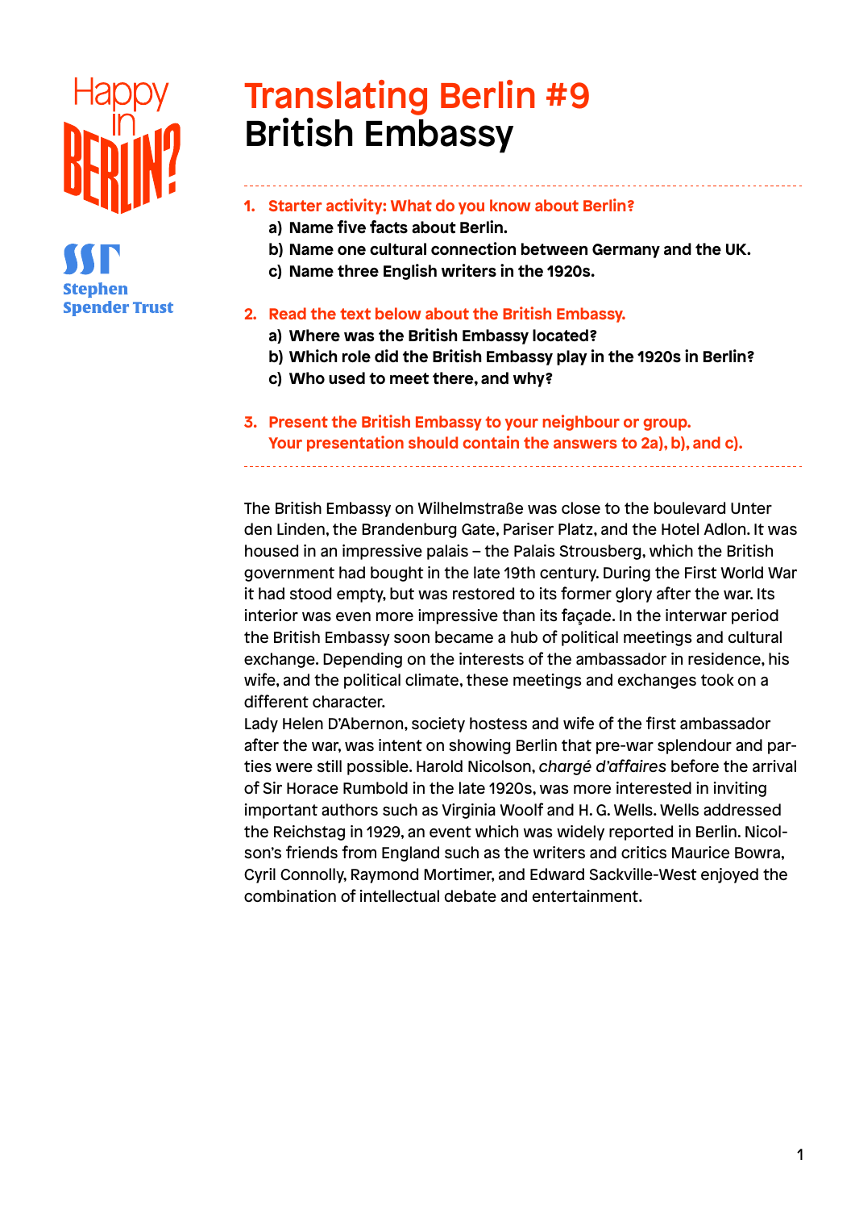# Translating Berlin #9
## British Embassy

1. **Starter activity: What do you know about Berlin?**
   a) **Name five facts about Berlin.**
   b) **Name one cultural connection between Germany and the UK.**
   c) **Name three English writers in the 1920s.**

2. **Read the text below about the British Embassy.**
   a) **Where was the British Embassy located?**
   b) **Which role did the British Embassy play in the 1920s in Berlin?**
   c) **Who used to meet there, and why?**

3. **Present the British Embassy to your neighbour or group. Your presentation should contain the answers to 2a), b), and c).**

The British Embassy on Wilhelmstraße was close to the boulevard Unter den Linden, the Brandenburg Gate, Pariser Platz, and the Hotel Adlon. It was housed in an impressive palais – the Palais Strousberg, which the British government had bought in the late 19th century. During the First World War it had stood empty, but was restored to its former glory after the war. Its interior was even more impressive than its façade. In the interwar period the British Embassy soon became a hub of political meetings and cultural exchange. Depending on the interests of the ambassador in residence, his wife, and the political climate, these meetings and exchanges took on a different character.

Lady Helen D'Abernon, society hostess and wife of the first ambassador after the war, was intent on showing Berlin that pre-war splendour and parties were still possible. Harold Nicolson, *chargé d'affaires* before the arrival of Sir Horace Rumbold in the late 1920s, was more interested in inviting important authors such as Virginia Woolf and H. G. Wells. Wells addressed the Reichstag in 1929, an event which was widely reported in Berlin. Nicolson's friends from England such as the writers and critics Maurice Bowra, Cyril Connolly, Raymond Mortimer, and Edward Sackville-West enjoyed the combination of intellectual debate and entertainment.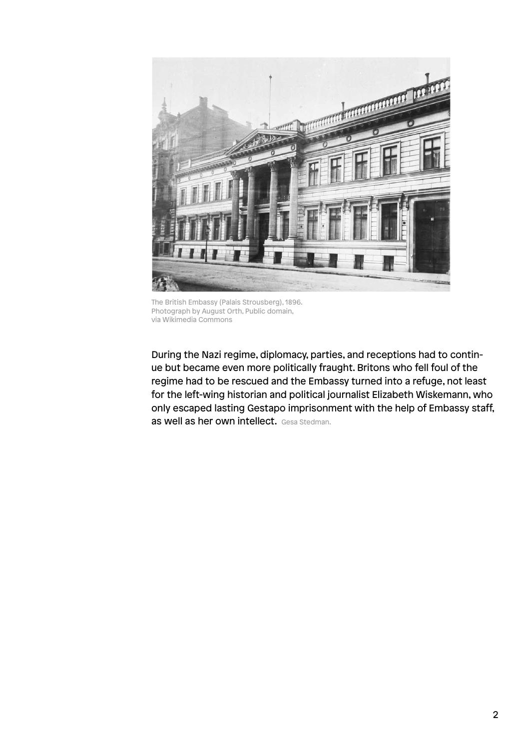The British Embassy (Palais Strousberg), 1896.
Photograph by August Orth, Public domain,
via Wikimedia Commons

During the Nazi regime, diplomacy, parties, and receptions had to continue but became even more politically fraught. Britons who fell foul of the regime had to be rescued and the Embassy turned into a refuge, not least for the left-wing historian and political journalist Elizabeth Wiskemann, who only escaped lasting Gestapo imprisonment with the help of Embassy staff, as well as her own intellect. Gesa Stedman.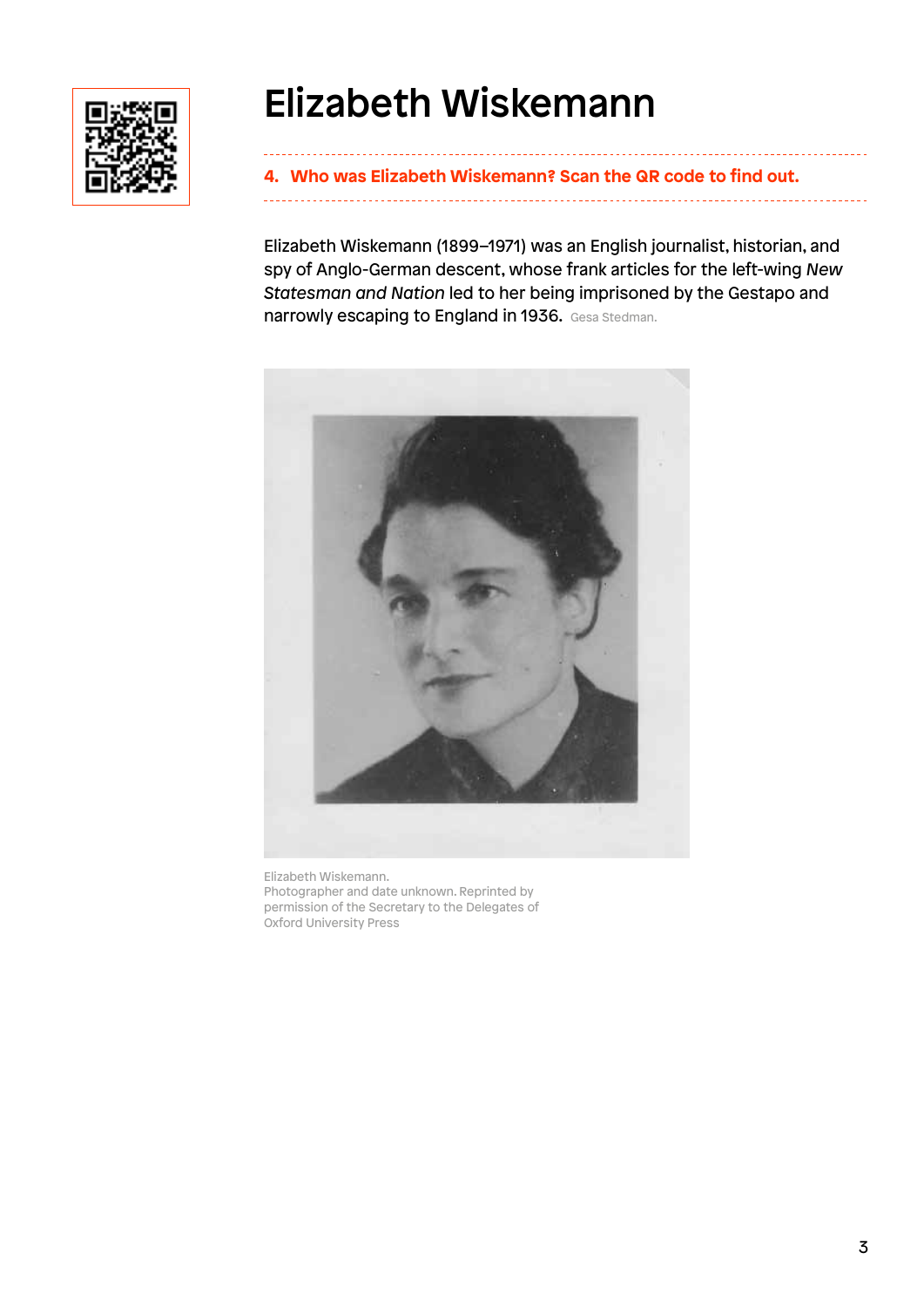# Elizabeth Wiskemann

**4. Who was Elizabeth Wiskemann? Scan the QR code to find out.**

Elizabeth Wiskemann (1899–1971) was an English journalist, historian, and spy of Anglo-German descent, whose frank articles for the left-wing *New Statesman and Nation* led to her being imprisoned by the Gestapo and narrowly escaping to England in 1936. Gesa Stedman.

Elizabeth Wiskemann.
Photographer and date unknown. Reprinted by permission of the Secretary to the Delegates of Oxford University Press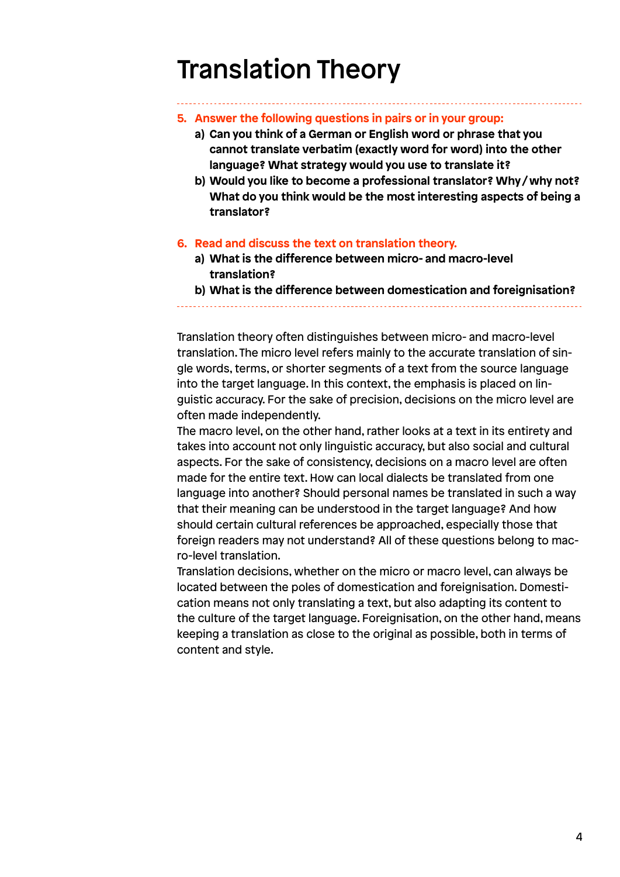# Translation Theory

5. **Answer the following questions in pairs or in your group:**
   a) **Can you think of a German or English word or phrase that you cannot translate verbatim (exactly word for word) into the other language? What strategy would you use to translate it?**
   b) **Would you like to become a professional translator? Why / why not? What do you think would be the most interesting aspects of being a translator?**

6. **Read and discuss the text on translation theory.**
   a) **What is the difference between micro- and macro-level translation?**
   b) **What is the difference between domestication and foreignisation?**

Translation theory often distinguishes between micro- and macro-level translation. The micro level refers mainly to the accurate translation of single words, terms, or shorter segments of a text from the source language into the target language. In this context, the emphasis is placed on linguistic accuracy. For the sake of precision, decisions on the micro level are often made independently.
The macro level, on the other hand, rather looks at a text in its entirety and takes into account not only linguistic accuracy, but also social and cultural aspects. For the sake of consistency, decisions on a macro level are often made for the entire text. How can local dialects be translated from one language into another? Should personal names be translated in such a way that their meaning can be understood in the target language? And how should certain cultural references be approached, especially those that foreign readers may not understand? All of these questions belong to macro-level translation.
Translation decisions, whether on the micro or macro level, can always be located between the poles of domestication and foreignisation. Domestication means not only translating a text, but also adapting its content to the culture of the target language. Foreignisation, on the other hand, means keeping a translation as close to the original as possible, both in terms of content and style.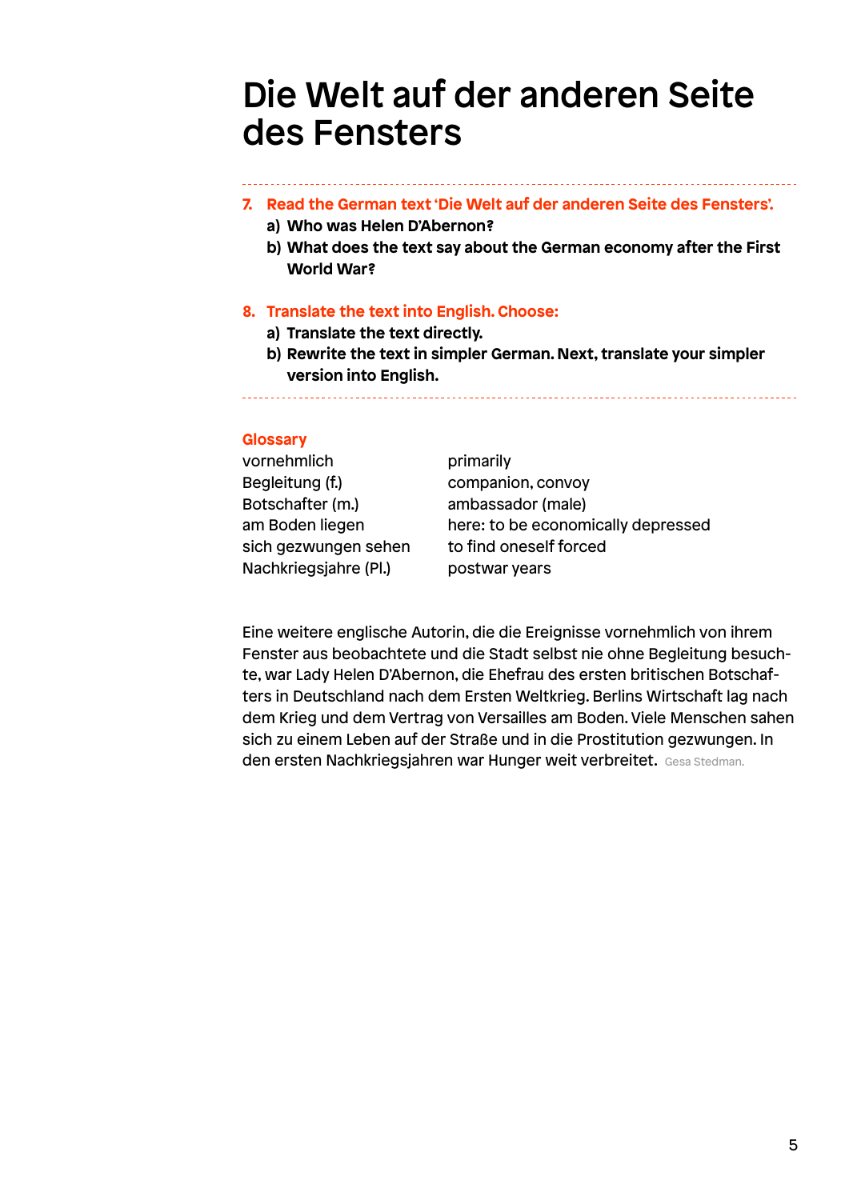# Die Welt auf der anderen Seite des Fensters

---

**7. Read the German text 'Die Welt auf der anderen Seite des Fensters'.**

- **a) Who was Helen D'Abernon?**
- **b) What does the text say about the German economy after the First World War?**

**8. Translate the text into English. Choose:**

- **a) Translate the text directly.**
- **b) Rewrite the text in simpler German. Next, translate your simpler version into English.**

---

**Glossary**

| | |
|---|---|
| vornehmlich | primarily |
| Begleitung (f.) | companion, convoy |
| Botschafter (m.) | ambassador (male) |
| am Boden liegen | here: to be economically depressed |
| sich gezwungen sehen | to find oneself forced |
| Nachkriegsjahre (Pl.) | postwar years |

Eine weitere englische Autorin, die die Ereignisse vornehmlich von ihrem Fenster aus beobachtete und die Stadt selbst nie ohne Begleitung besuchte, war Lady Helen D'Abernon, die Ehefrau des ersten britischen Botschafters in Deutschland nach dem Ersten Weltkrieg. Berlins Wirtschaft lag nach dem Krieg und dem Vertrag von Versailles am Boden. Viele Menschen sahen sich zu einem Leben auf der Straße und in die Prostitution gezwungen. In den ersten Nachkriegsjahren war Hunger weit verbreitet. Gesa Stedman.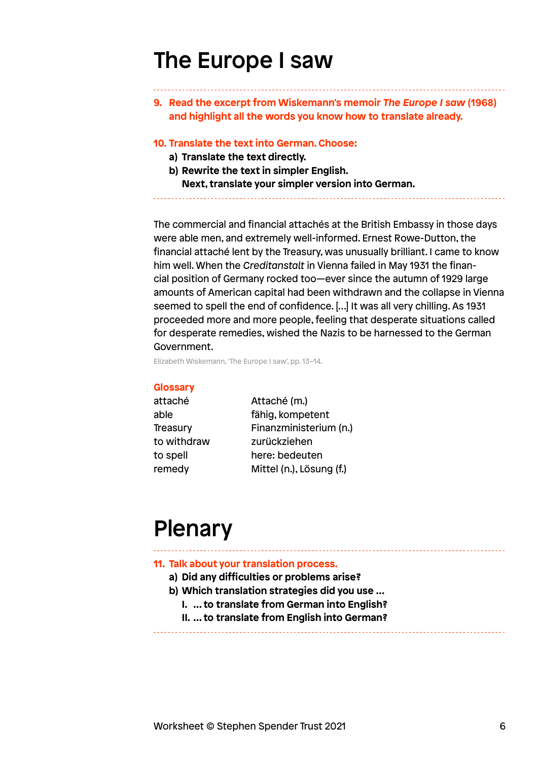# The Europe I saw

**9. Read the excerpt from Wiskemann's memoir *The Europe I saw* (1968) and highlight all the words you know how to translate already.**

**10. Translate the text into German. Choose:**

**a) Translate the text directly.**

**b) Rewrite the text in simpler English.
Next, translate your simpler version into German.**

The commercial and financial attachés at the British Embassy in those days were able men, and extremely well-informed. Ernest Rowe-Dutton, the financial attaché lent by the Treasury, was unusually brilliant. I came to know him well. When the *Creditanstalt* in Vienna failed in May 1931 the financial position of Germany rocked too—ever since the autumn of 1929 large amounts of American capital had been withdrawn and the collapse in Vienna seemed to spell the end of confidence. [...] It was all very chilling. As 1931 proceeded more and more people, feeling that desperate situations called for desperate remedies, wished the Nazis to be harnessed to the German Government.

Elizabeth Wiskemann, 'The Europe I saw', pp. 13–14.

**Glossary**

| | |
|---|---|
| attaché | Attaché (m.) |
| able | fähig, kompetent |
| Treasury | Finanzministerium (n.) |
| to withdraw | zurückziehen |
| to spell | here: bedeuten |
| remedy | Mittel (n.), Lösung (f.) |

# Plenary

**11. Talk about your translation process.**

**a) Did any difficulties or problems arise?**

**b) Which translation strategies did you use ...**

**I. ... to translate from German into English?**

**II. ... to translate from English into German?**

Worksheet © Stephen Spender Trust 2021